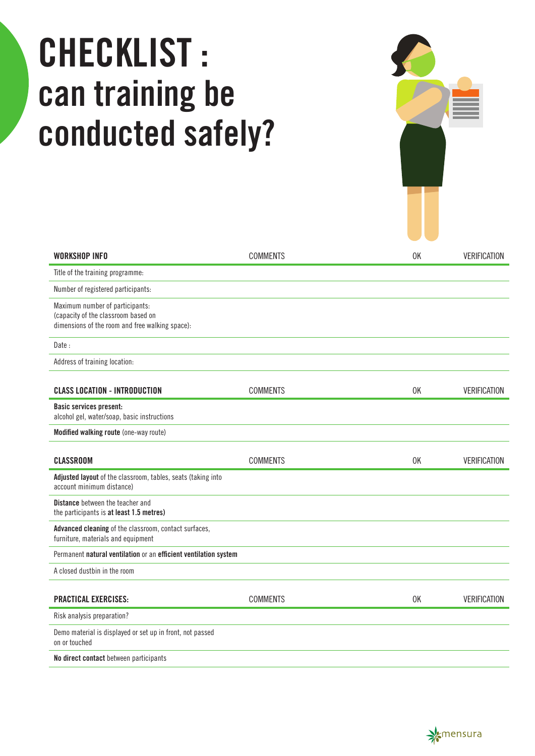# CHECKLIST : can training be conducted safely?

| WORKSHOP INFO | COMMENTS | OK | VERIFICATION |
| --- | --- | --- | --- |
| Title of the training programme: | | | |
| Number of registered participants: | | | |
| Maximum number of participants: (capacity of the classroom based on dimensions of the room and free walking space): | | | |
| Date : | | | |
| Address of training location: | | | |

| CLASS LOCATION - INTRODUCTION | COMMENTS | OK | VERIFICATION |
| --- | --- | --- | --- |
| **Basic services present:** alcohol gel, water/soap, basic instructions | | | |
| **Modified walking route** (one-way route) | | | |

| CLASSROOM | COMMENTS | OK | VERIFICATION |
| --- | --- | --- | --- |
| **Adjusted layout** of the classroom, tables, seats (taking into account minimum distance) | | | |
| **Distance** between the teacher and the participants is **at least 1.5 metres)** | | | |
| **Advanced cleaning** of the classroom, contact surfaces, furniture, materials and equipment | | | |
| Permanent **natural ventilation** or an **efficient ventilation system** | | | |
| A closed dustbin in the room | | | |

| PRACTICAL EXERCISES: | COMMENTS | OK | VERIFICATION |
| --- | --- | --- | --- |
| Risk analysis preparation? | | | |
| Demo material is displayed or set up in front, not passed on or touched | | | |
| **No direct contact** between participants | | | |

mensura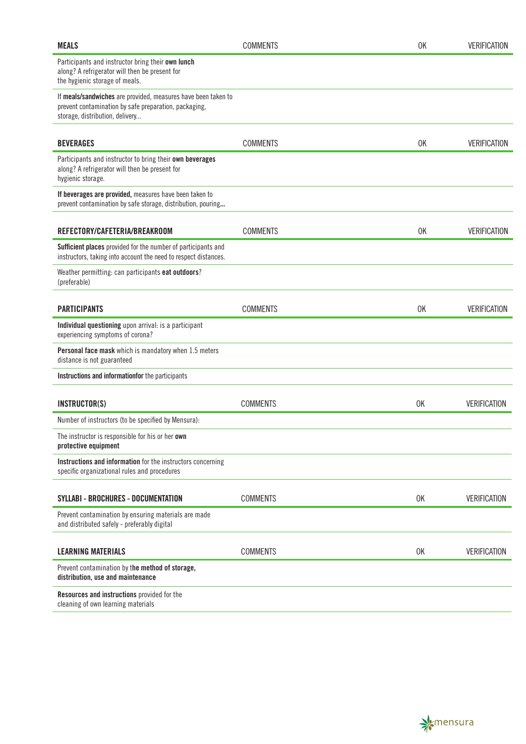| MEALS | COMMENTS | OK | VERIFICATION |
|---|---|---|---|
| Participants and instructor bring their **own lunch** along? A refrigerator will then be present for the hygienic storage of meals. | | | |
| If **meals/sandwiches** are provided, measures have been taken to prevent contamination by safe preparation, packaging, storage, distribution, delivery... | | | |

| BEVERAGES | COMMENTS | OK | VERIFICATION |
|---|---|---|---|
| Participants and instructor to bring their **own beverages** along? A refrigerator will then be present for hygienic storage. | | | |
| **If beverages are provided,** measures have been taken to prevent contamination by safe storage, distribution, pouring**...** | | | |

| REFECTORY/CAFETERIA/BREAKROOM | COMMENTS | OK | VERIFICATION |
|---|---|---|---|
| **Sufficient places** provided for the number of participants and instructors, taking into account the need to respect distances. | | | |
| Weather permitting: can participants **eat outdoors**? (preferable) | | | |

| PARTICIPANTS | COMMENTS | OK | VERIFICATION |
|---|---|---|---|
| **Individual questioning** upon arrival: is a participant experiencing symptoms of corona? | | | |
| **Personal face mask** which is mandatory when 1.5 meters distance is not guaranteed | | | |
| **Instructions and informationfor** the participants | | | |

| INSTRUCTOR(S) | COMMENTS | OK | VERIFICATION |
|---|---|---|---|
| Number of instructors (to be specified by Mensura): | | | |
| The instructor is responsible for his or her **own protective equipment** | | | |
| **Instructions and information** for the instructors concerning specific organizational rules and procedures | | | |

| SYLLABI - BROCHURES - DOCUMENTATION | COMMENTS | OK | VERIFICATION |
|---|---|---|---|
| Prevent contamination by ensuring materials are made and distributed safely - preferably digital | | | |

| LEARNING MATERIALS | COMMENTS | OK | VERIFICATION |
|---|---|---|---|
| Prevent contamination by t**he method of storage, distribution, use and maintenance** | | | |
| **Resources and instructions** provided for the cleaning of own learning materials | | | |

mensura